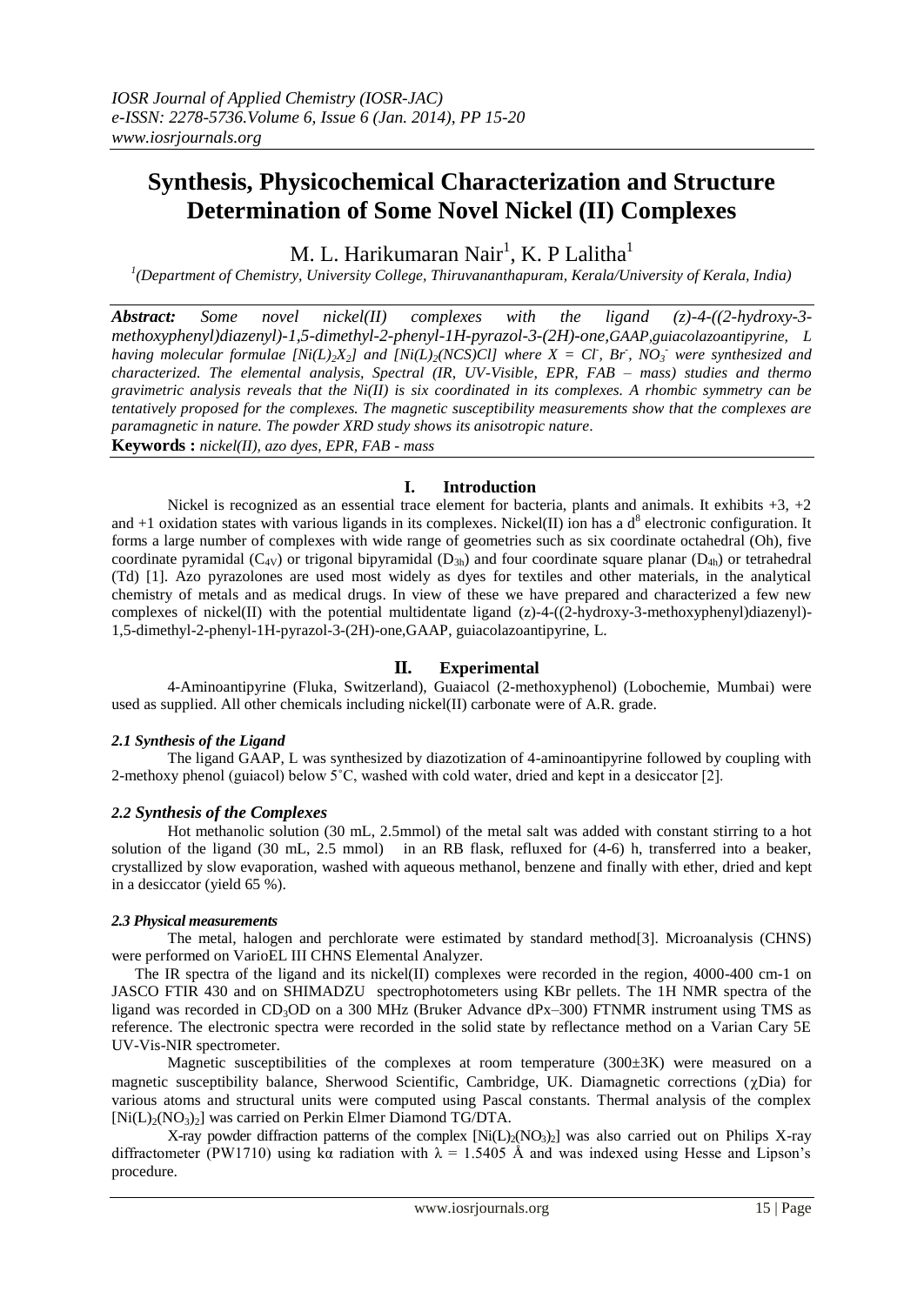# Synthesis, Physicochemical Characterization and Structure Determination of Some Novel Nickel (II) Complexes

M. L. Harikumaran Nair[1], K. P Lalitha[1]

[1](Department of Chemistry, University College, Thiruvananthapuram, Kerala/University of Kerala, India)

***Abstract:*** *Some novel nickel(II) complexes with the ligand (z)-4-((2-hydroxy-3-methoxyphenyl)diazenyl)-1,5-dimethyl-2-phenyl-1H-pyrazol-3-(2H)-one,GAAP,guiacolazoantipyrine, L having molecular formulae $[Ni(L)_2X_2]$ and $[Ni(L)_2(NCS)Cl]$ where $X = Cl^-, Br^-, NO_3^-$ were synthesized and characterized. The elemental analysis, Spectral (IR, UV-Visible, EPR, FAB – mass) studies and thermo gravimetric analysis reveals that the Ni(II) is six coordinated in its complexes. A rhombic symmetry can be tentatively proposed for the complexes. The magnetic susceptibility measurements show that the complexes are paramagnetic in nature. The powder XRD study shows its anisotropic nature.*

**Keywords :** *nickel(II), azo dyes, EPR, FAB - mass*

## I. Introduction

Nickel is recognized as an essential trace element for bacteria, plants and animals. It exhibits +3, +2 and +1 oxidation states with various ligands in its complexes. Nickel(II) ion has a $d^8$ electronic configuration. It forms a large number of complexes with wide range of geometries such as six coordinate octahedral (Oh), five coordinate pyramidal ($C_{4V}$) or trigonal bipyramidal ($D_{3h}$) and four coordinate square planar ($D_{4h}$) or tetrahedral (Td) [1]. Azo pyrazolones are used most widely as dyes for textiles and other materials, in the analytical chemistry of metals and as medical drugs. In view of these we have prepared and characterized a few new complexes of nickel(II) with the potential multidentate ligand (z)-4-((2-hydroxy-3-methoxyphenyl)diazenyl)-1,5-dimethyl-2-phenyl-1H-pyrazol-3-(2H)-one,GAAP, guiacolazoantipyrine, L.

## II. Experimental

4-Aminoantipyrine (Fluka, Switzerland), Guaiacol (2-methoxyphenol) (Lobochemie, Mumbai) were used as supplied. All other chemicals including nickel(II) carbonate were of A.R. grade.

### *2.1 Synthesis of the Ligand*

The ligand GAAP, L was synthesized by diazotization of 4-aminoantipyrine followed by coupling with 2-methoxy phenol (guiacol) below 5˚C, washed with cold water, dried and kept in a desiccator [2].

### *2.2 Synthesis of the Complexes*

Hot methanolic solution (30 mL, 2.5mmol) of the metal salt was added with constant stirring to a hot solution of the ligand (30 mL, 2.5 mmol) in an RB flask, refluxed for (4-6) h, transferred into a beaker, crystallized by slow evaporation, washed with aqueous methanol, benzene and finally with ether, dried and kept in a desiccator (yield 65 %).

### *2.3 Physical measurements*

The metal, halogen and perchlorate were estimated by standard method[3]. Microanalysis (CHNS) were performed on VarioEL III CHNS Elemental Analyzer.

The IR spectra of the ligand and its nickel(II) complexes were recorded in the region, 4000-400 cm-1 on JASCO FTIR 430 and on SHIMADZU spectrophotometers using KBr pellets. The 1H NMR spectra of the ligand was recorded in $CD_3OD$ on a 300 MHz (Bruker Advance dPx–300) FTNMR instrument using TMS as reference. The electronic spectra were recorded in the solid state by reflectance method on a Varian Cary 5E UV-Vis-NIR spectrometer.

Magnetic susceptibilities of the complexes at room temperature (300±3K) were measured on a magnetic susceptibility balance, Sherwood Scientific, Cambridge, UK. Diamagnetic corrections ($\chi$Dia) for various atoms and structural units were computed using Pascal constants. Thermal analysis of the complex $[Ni(L)_2(NO_3)_2]$ was carried on Perkin Elmer Diamond TG/DTA.

X-ray powder diffraction patterns of the complex $[Ni(L)_2(NO_3)_2]$ was also carried out on Philips X-ray diffractometer (PW1710) using kα radiation with $\lambda$ = 1.5405 Å and was indexed using Hesse and Lipson's procedure.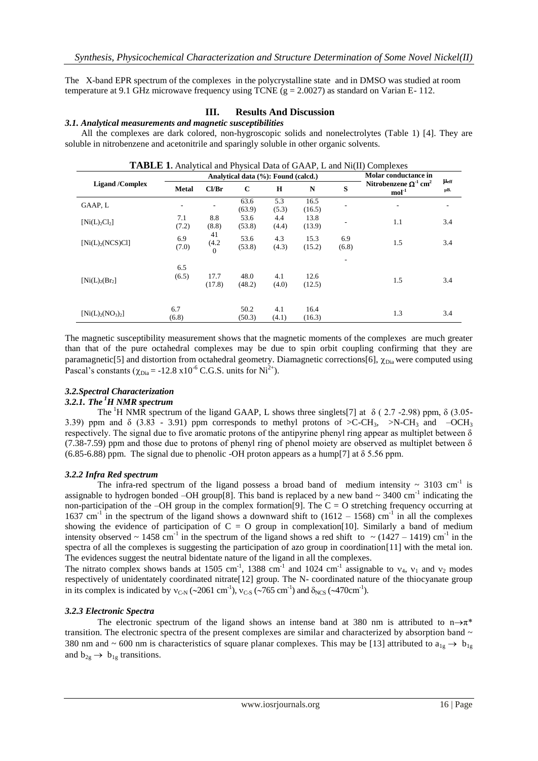The X-band EPR spectrum of the complexes in the polycrystalline state and in DMSO was studied at room temperature at 9.1 GHz microwave frequency using TCNE (g = 2.0027) as standard on Varian E- 112.

## III. Results And Discussion

### *3.1. Analytical measurements and magnetic susceptibilities*

All the complexes are dark colored, non-hygroscopic solids and nonelectrolytes (Table 1) [4]. They are soluble in nitrobenzene and acetonitrile and sparingly soluble in other organic solvents.

**TABLE 1.** Analytical and Physical Data of GAAP, L and Ni(II) Complexes

| Ligand /Complex | Analytical data (%): Found (calcd.) | | | | | | Molar conductance in Nitrobenzene $\Omega^{-1}$ cm$^{2}$ mol$^{-1}$ | $\mu_{eff}$ µB. |
|---|---|---|---|---|---|---|---|---|
| | Metal | Cl/Br | C | H | N | S | | |
| GAAP, L | - | - | 63.6 (63.9) | 5.3 (5.3) | 16.5 (16.5) | - | - | - |
| $[Ni(L)_2Cl_2]$ | 7.1 (7.2) | 8.8 (8.8) | 53.6 (53.8) | 4.4 (4.4) | 13.8 (13.9) | - | 1.1 | 3.4 |
| $[Ni(L)_2(NCS)Cl]$ | 6.9 (7.0) | 41 (4.2 0 | 53.6 (53.8) | 4.3 (4.3) | 15.3 (15.2) | 6.9 (6.8) | 1.5 | 3.4 |
| $[Ni(L)_2(Br_2]$ | 6.5 (6.5) | 17.7 (17.8) | 48.0 (48.2) | 4.1 (4.0) | 12.6 (12.5) | - | 1.5 | 3.4 |
| $[Ni(L)_2(NO_3)_2]$ | 6.7 (6.8) | | 50.2 (50.3) | 4.1 (4.1) | 16.4 (16.3) | | 1.3 | 3.4 |

The magnetic susceptibility measurement shows that the magnetic moments of the complexes are much greater than that of the pure octahedral complexes may be due to spin orbit coupling confirming that they are paramagnetic[5] and distortion from octahedral geometry. Diamagnetic corrections[6], $\chi_{Dia}$ were computed using Pascal's constants ($\chi_{Dia}$ = -12.8 x10$^{-6}$ C.G.S. units for $Ni^{2+}$).

### *3.2.Spectral Characterization*

#### *3.2.1. The $^{1}$H NMR spectrum*

The $^{1}$H NMR spectrum of the ligand GAAP, L shows three singlets[7] at δ ( 2.7 -2.98) ppm, δ (3.05-3.39) ppm and δ (3.83 - 3.91) ppm corresponds to methyl protons of >C-$CH_3$, >N-$CH_3$ and –$OCH_3$ respectively. The signal due to five aromatic protons of the antipyrine phenyl ring appear as multiplet between δ (7.38-7.59) ppm and those due to protons of phenyl ring of phenol moiety are observed as multiplet between δ (6.85-6.88) ppm. The signal due to phenolic -OH proton appears as a hump[7] at δ 5.56 ppm.

#### *3.2.2 Infra Red spectrum*

The infra-red spectrum of the ligand possess a broad band of medium intensity ~ 3103 cm$^{-1}$ is assignable to hydrogen bonded –OH group[8]. This band is replaced by a new band ~ 3400 cm$^{-1}$ indicating the non-participation of the –OH group in the complex formation[9]. The C = O stretching frequency occurring at 1637 cm$^{-1}$ in the spectrum of the ligand shows a downward shift to (1612 – 1568) cm$^{-1}$ in all the complexes showing the evidence of participation of C = O group in complexation[10]. Similarly a band of medium intensity observed ~ 1458 cm$^{-1}$ in the spectrum of the ligand shows a red shift to ~ (1427 – 1419) cm$^{-1}$ in the spectra of all the complexes is suggesting the participation of azo group in coordination[11] with the metal ion. The evidences suggest the neutral bidentate nature of the ligand in all the complexes.

The nitrato complex shows bands at 1505 cm$^{-1}$, 1388 cm$^{-1}$ and 1024 cm$^{-1}$ assignable to $\nu_4$, $\nu_1$ and $\nu_2$ modes respectively of unidentately coordinated nitrate[12] group. The N- coordinated nature of the thiocyanate group in its complex is indicated by $\nu_{C\text{-}N}$ (~2061 cm$^{-1}$), $\nu_{C\text{-}S}$ (~765 cm$^{-1}$) and $\delta_{NCS}$ (~470cm$^{-1}$).

#### *3.2.3 Electronic Spectra*

The electronic spectrum of the ligand shows an intense band at 380 nm is attributed to n→π* transition. The electronic spectra of the present complexes are similar and characterized by absorption band ~ 380 nm and ~ 600 nm is characteristics of square planar complexes. This may be [13] attributed to $a_{1g} \rightarrow b_{1g}$ and $b_{2g} \rightarrow b_{1g}$ transitions.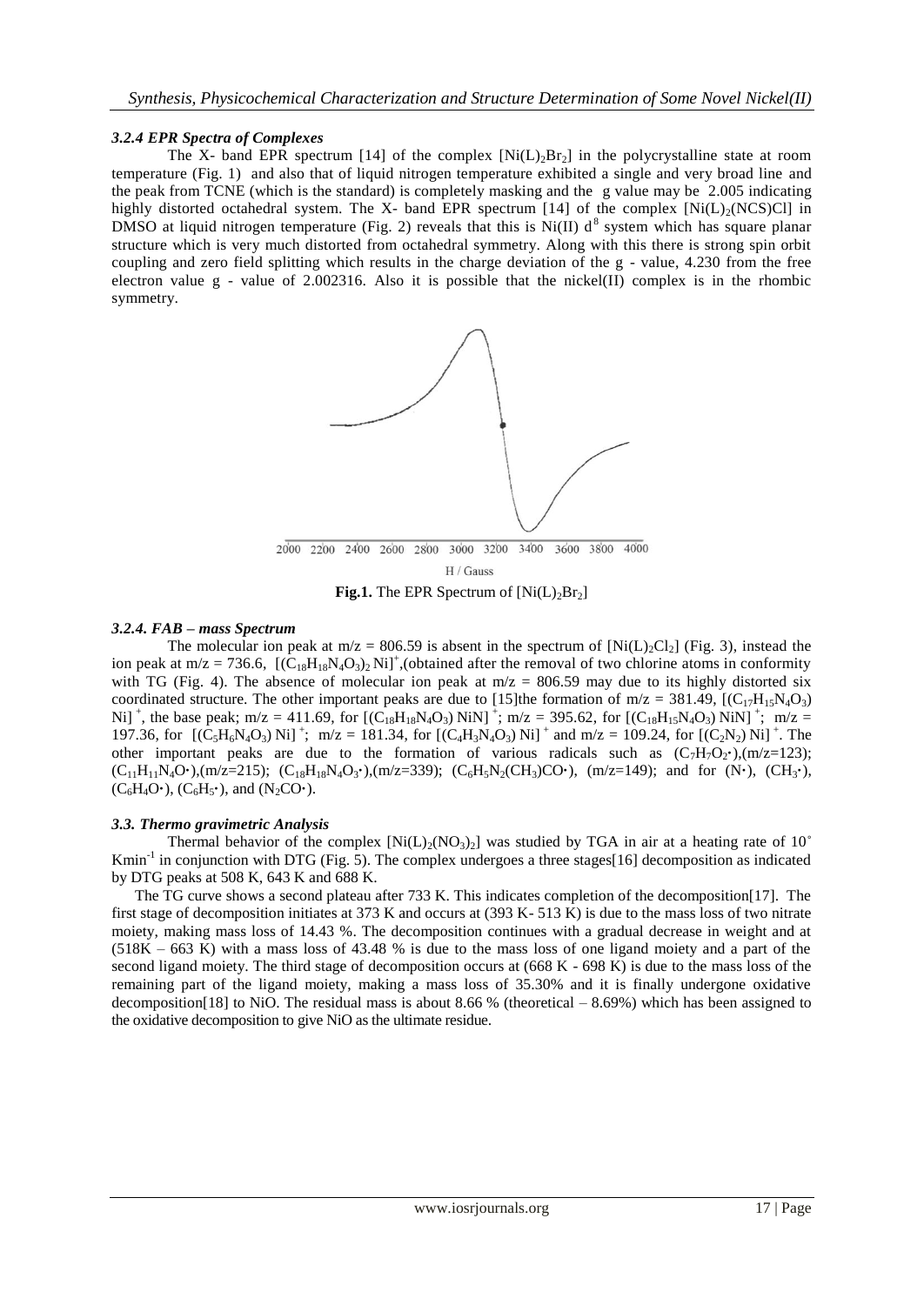### *3.2.4 EPR Spectra of Complexes*

The X- band EPR spectrum [14] of the complex $[Ni(L)_2Br_2]$ in the polycrystalline state at room temperature (Fig. 1) and also that of liquid nitrogen temperature exhibited a single and very broad line and the peak from TCNE (which is the standard) is completely masking and the g value may be 2.005 indicating highly distorted octahedral system. The X- band EPR spectrum [14] of the complex $[Ni(L)_2(NCS)Cl]$ in DMSO at liquid nitrogen temperature (Fig. 2) reveals that this is Ni(II) $d^8$ system which has square planar structure which is very much distorted from octahedral symmetry. Along with this there is strong spin orbit coupling and zero field splitting which results in the charge deviation of the g - value, 4.230 from the free electron value g - value of 2.002316. Also it is possible that the nickel(II) complex is in the rhombic symmetry.

**Fig.1.** The EPR Spectrum of $[Ni(L)_2Br_2]$

### *3.2.4. FAB – mass Spectrum*

The molecular ion peak at m/z = 806.59 is absent in the spectrum of $[Ni(L)_2Cl_2]$ (Fig. 3), instead the ion peak at m/z = 736.6, $[(C_{18}H_{18}N_4O_3)_2\,Ni]^+$,(obtained after the removal of two chlorine atoms in conformity with TG (Fig. 4). The absence of molecular ion peak at m/z = 806.59 may due to its highly distorted six coordinated structure. The other important peaks are due to [15]the formation of m/z = 381.49, $[(C_{17}H_{15}N_4O_3)\,Ni]^+$, the base peak; m/z = 411.69, for $[(C_{18}H_{18}N_4O_3)\,NiN]^+$; m/z = 395.62, for $[(C_{18}H_{15}N_4O_3)\,NiN]^+$; m/z = 197.36, for $[(C_5H_6N_4O_3)\,Ni]^+$; m/z = 181.34, for $[(C_4H_3N_4O_3)\,Ni]^+$ and m/z = 109.24, for $[(C_2N_2)\,Ni]^+$. The other important peaks are due to the formation of various radicals such as $(C_7H_7O_2\bullet)$,(m/z=123); $(C_{11}H_{11}N_4O\bullet)$,(m/z=215); $(C_{18}H_{18}N_4O_3\bullet)$,(m/z=339); $(C_6H_5N_2(CH_3)CO\bullet)$, (m/z=149); and for $(N\bullet)$, $(CH_3\bullet)$, $(C_6H_4O\bullet)$, $(C_6H_5\bullet)$, and $(N_2CO\bullet)$.

### *3.3. Thermo gravimetric Analysis*

Thermal behavior of the complex $[Ni(L)_2(NO_3)_2]$ was studied by TGA in air at a heating rate of 10˚ $Kmin^{-1}$ in conjunction with DTG (Fig. 5). The complex undergoes a three stages[16] decomposition as indicated by DTG peaks at 508 K, 643 K and 688 K.

The TG curve shows a second plateau after 733 K. This indicates completion of the decomposition[17]. The first stage of decomposition initiates at 373 K and occurs at (393 K- 513 K) is due to the mass loss of two nitrate moiety, making mass loss of 14.43 %. The decomposition continues with a gradual decrease in weight and at (518K – 663 K) with a mass loss of 43.48 % is due to the mass loss of one ligand moiety and a part of the second ligand moiety. The third stage of decomposition occurs at (668 K - 698 K) is due to the mass loss of the remaining part of the ligand moiety, making a mass loss of 35.30% and it is finally undergone oxidative decomposition[18] to NiO. The residual mass is about 8.66 % (theoretical – 8.69%) which has been assigned to the oxidative decomposition to give NiO as the ultimate residue.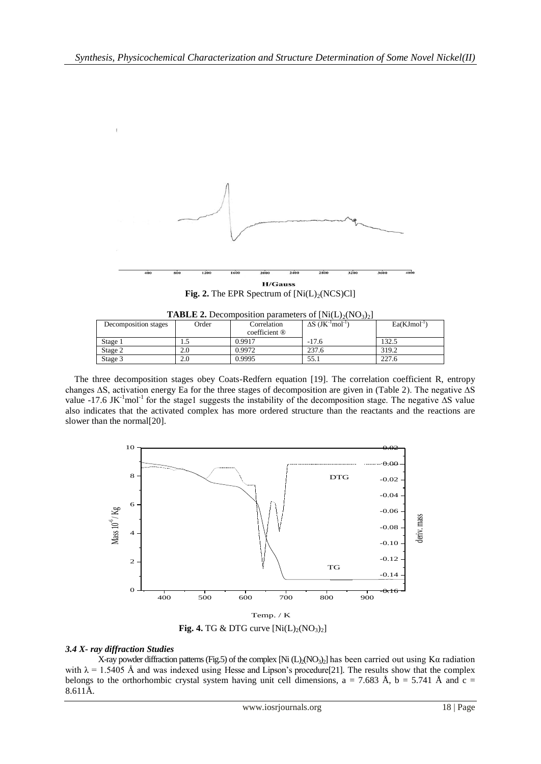**Fig. 2.** The EPR Spectrum of $[Ni(L)_2(NCS)Cl]$

**TABLE 2.** Decomposition parameters of $[Ni(L)_2(NO_3)_2]$

| Decomposition stages | Order | Correlation coefficient ® | $\Delta S$ ($JK^{-1}mol^{-1}$) | Ea($KJmol^{-1}$) |
|---|---|---|---|---|
| Stage 1 | 1.5 | 0.9917 | -17.6 | 132.5 |
| Stage 2 | 2.0 | 0.9972 | 237.6 | 319.2 |
| Stage 3 | 2.0 | 0.9995 | 55.1 | 227.6 |

The three decomposition stages obey Coats-Redfern equation [19]. The correlation coefficient R, entropy changes $\Delta S$, activation energy Ea for the three stages of decomposition are given in (Table 2). The negative $\Delta S$ value -17.6 $JK^{-1}mol^{-1}$ for the stage1 suggests the instability of the decomposition stage. The negative $\Delta S$ value also indicates that the activated complex has more ordered structure than the reactants and the reactions are slower than the normal[20].

**Fig. 4.** TG & DTG curve $[Ni(L)_2(NO_3)_2]$

### *3.4 X- ray diffraction Studies*

X-ray powder diffraction patterns (Fig.5) of the complex $[Ni(L)_2(NO_3)_2]$ has been carried out using Kα radiation with $\lambda = 1.5405$ Å and was indexed using Hesse and Lipson's procedure[21]. The results show that the complex belongs to the orthorhombic crystal system having unit cell dimensions, a = 7.683 Å, b = 5.741 Å and c = 8.611Å.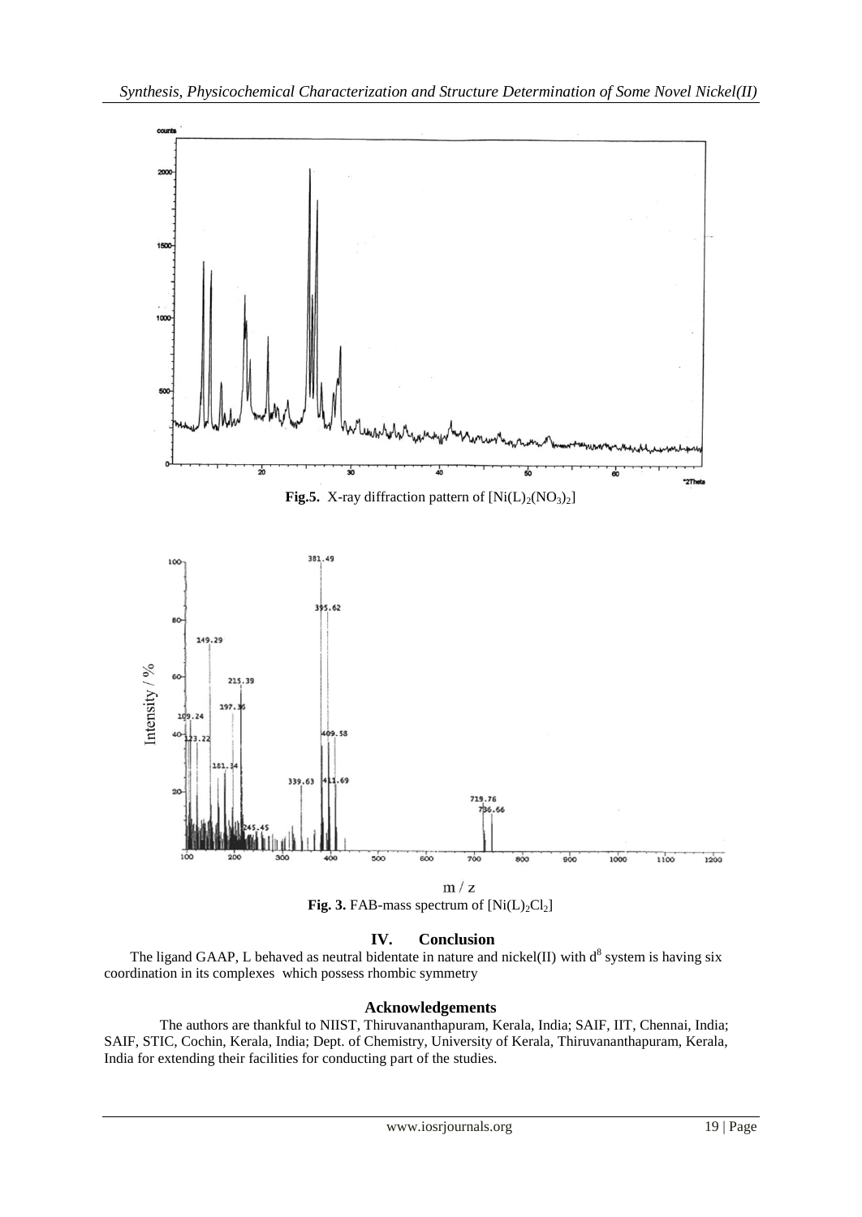**Fig.5.** X-ray diffraction pattern of $[Ni(L)_2(NO_3)_2]$

**Fig. 3.** FAB-mass spectrum of $[Ni(L)_2Cl_2]$

## IV. Conclusion

The ligand GAAP, L behaved as neutral bidentate in nature and nickel(II) with $d^8$ system is having six coordination in its complexes which possess rhombic symmetry

## Acknowledgements

The authors are thankful to NIIST, Thiruvananthapuram, Kerala, India; SAIF, IIT, Chennai, India; SAIF, STIC, Cochin, Kerala, India; Dept. of Chemistry, University of Kerala, Thiruvananthapuram, Kerala, India for extending their facilities for conducting part of the studies.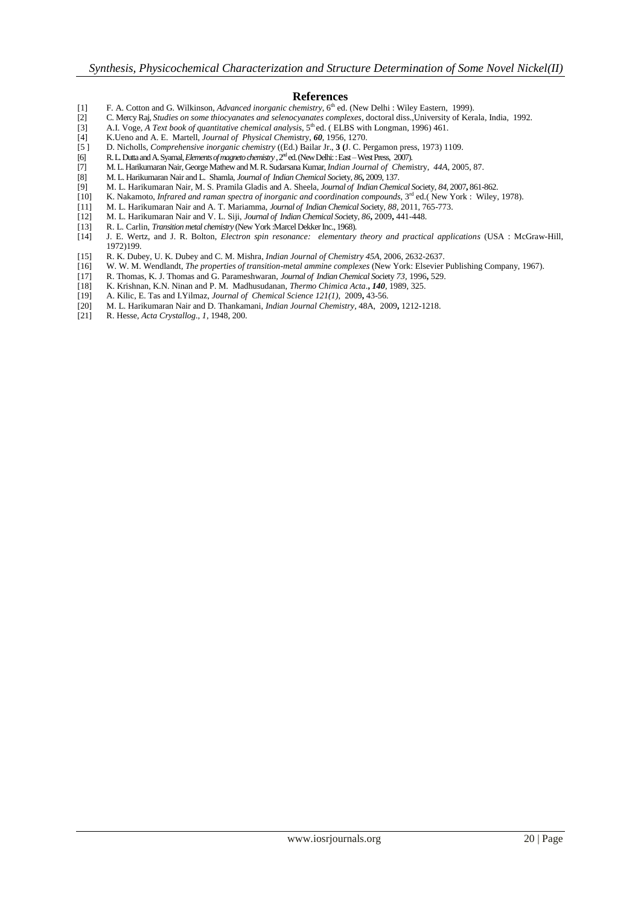## References

[1] F. A. Cotton and G. Wilkinson, *Advanced inorganic chemistry*, 6th ed. (New Delhi : Wiley Eastern, 1999).

[2] C. Mercy Raj, *Studies on some thiocyanates and selenocyanates complexes*, doctoral diss.,University of Kerala, India, 1992.

[3] A.I. Voge, *A Text book of quantitative chemical analysis*, 5th ed. ( ELBS with Longman, 1996) 461.

[4] K.Ueno and A. E. Martell, *Journal of Physical Chem*istry, ***60***, 1956, 1270.

[5 ] D. Nicholls, *Comprehensive inorganic chemistry* ((Ed.) Bailar Jr., **3 (**J. C. Pergamon press, 1973) 1109.

[6] R. L. Dutta and A. Syamal, *Elements of magneto chemistry* , 2nd ed. (New Delhi: : East – West Press, 2007).

[7] M. L. Harikumaran Nair, George Mathew and M. R. Sudarsana Kumar, *Indian Journal of Chem*istry, *44A*, 2005, 87.

[8] M. L. Harikumaran Nair and L. Shamla, *Journal of Indian Chemical Soc*iety, *86***,** 2009, 137.

[9] M. L. Harikumaran Nair, M. S. Pramila Gladis and A. Sheela, *Journal of Indian Chemical Soc*iety, *84*, 2007**,** 861-862.

[10] K. Nakamoto, *Infrared and raman spectra of inorganic and coordination compounds*, 3rd ed.( New York : Wiley, 1978).

[11] M. L. Harikumaran Nair and A. T. Mariamma, *Journal of Indian Chemical Soc*iety, *88*, 2011, 765-773.

[12] M. L. Harikumaran Nair and V. L. Siji, *Journal of Indian Chemical Soc*iety, *86***,** 2009**,** 441-448.

[13] R. L. Carlin, *Transition metal chemistry* (New York :Marcel Dekker Inc., 1968).

[14] J. E. Wertz, and J. R. Bolton, *Electron spin resonance: elementary theory and practical applications* (USA : McGraw-Hill, 1972)199.

[15] R. K. Dubey, U. K. Dubey and C. M. Mishra, *Indian Journal of Chemistry 45A*, 2006, 2632-2637.

[16] W. W. M. Wendlandt, *The properties of transition-metal ammine complexes* (New York: Elsevier Publishing Company, 1967).

[17] R. Thomas, K. J. Thomas and G. Parameshwaran, *Journal of Indian Chemical Soc*iety *73*, 1996**,** 529.

[18] K. Krishnan, K.N. Ninan and P. M. Madhusudanan, *Thermo Chimica Acta*.**,** ***140***, 1989, 325.

[19] A. Kilic, E. Tas and I.Yilmaz, *Journal of Chemical Science 121(1)*, 2009**,** 43-56.

[20] M. L. Harikumaran Nair and D. Thankamani, *Indian Journal Chemistry*, 48A, 2009**,** 1212-1218.

[21] R. Hesse, *Acta Crystallog.*, *1*, 1948, 200.